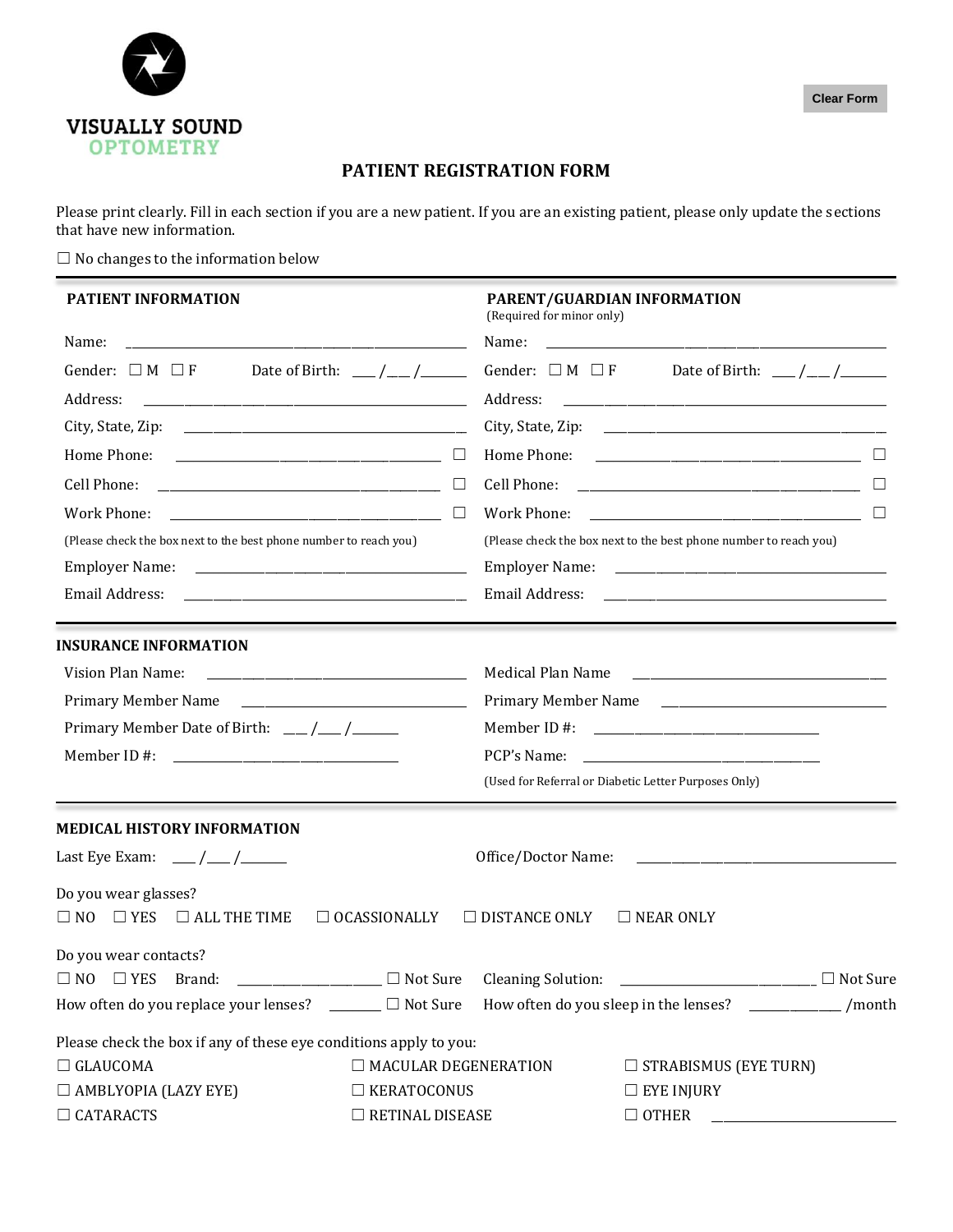VISUALLY SOUND
OPTOMETRY

Clear Form

# PATIENT REGISTRATION FORM

Please print clearly. Fill in each section if you are a new patient. If you are an existing patient, please only update the sections that have new information.

☐ No changes to the information below

## PATIENT INFORMATION

Name: ______________________________

Gender: ☐ M ☐ F Date of Birth: ___ /___ /______

Address: ______________________________

City, State, Zip: ______________________________

Home Phone: ______________________________ ☐

Cell Phone: ______________________________ ☐

Work Phone: ______________________________ ☐

(Please check the box next to the best phone number to reach you)

Employer Name: ______________________________

Email Address: ______________________________

## PARENT/GUARDIAN INFORMATION

(Required for minor only)

Name: ______________________________

Gender: ☐ M ☐ F Date of Birth: ___ /___ /______

Address: ______________________________

City, State, Zip: ______________________________

Home Phone: ______________________________ ☐

Cell Phone: ______________________________ ☐

Work Phone: ______________________________ ☐

(Please check the box next to the best phone number to reach you)

Employer Name: ______________________________

Email Address: ______________________________

## INSURANCE INFORMATION

Vision Plan Name: ______________________________

Primary Member Name ______________________________

Primary Member Date of Birth: ___ /___ /______

Member ID #: ______________________________

Medical Plan Name ______________________________

Primary Member Name ______________________________

Member ID #: ______________________________

PCP's Name: ______________________________

(Used for Referral or Diabetic Letter Purposes Only)

## MEDICAL HISTORY INFORMATION

Last Eye Exam: ___ /___ /______ Office/Doctor Name: ______________________________

Do you wear glasses?

☐ NO ☐ YES ☐ ALL THE TIME ☐ OCASSIONALLY ☐ DISTANCE ONLY ☐ NEAR ONLY

Do you wear contacts?

☐ NO ☐ YES Brand: ____________________ ☐ Not Sure Cleaning Solution: ____________________ ☐ Not Sure

How often do you replace your lenses? ________ ☐ Not Sure How often do you sleep in the lenses? __________ /month

Please check the box if any of these eye conditions apply to you:

☐ GLAUCOMA ☐ MACULAR DEGENERATION ☐ STRABISMUS (EYE TURN)

☐ AMBLYOPIA (LAZY EYE) ☐ KERATOCONUS ☐ EYE INJURY

☐ CATARACTS ☐ RETINAL DISEASE ☐ OTHER ____________________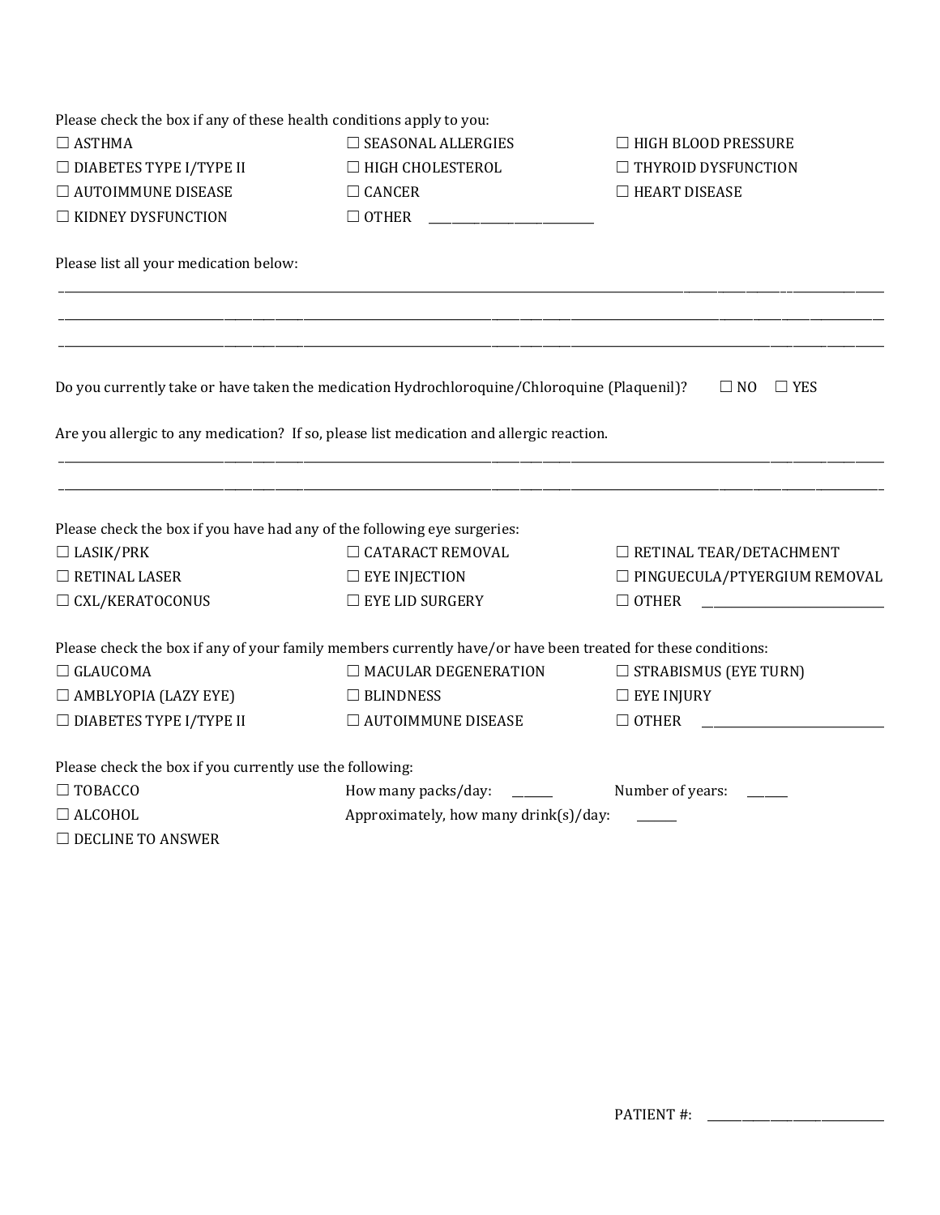Please check the box if any of these health conditions apply to you:

| | | |
|---|---|---|
| ☐ ASTHMA | ☐ SEASONAL ALLERGIES | ☐ HIGH BLOOD PRESSURE |
| ☐ DIABETES TYPE I/TYPE II | ☐ HIGH CHOLESTEROL | ☐ THYROID DYSFUNCTION |
| ☐ AUTOIMMUNE DISEASE | ☐ CANCER | ☐ HEART DISEASE |
| ☐ KIDNEY DYSFUNCTION | ☐ OTHER ____________________ | |

Please list all your medication below:

______________________________________________________________________________

______________________________________________________________________________

______________________________________________________________________________

Do you currently take or have taken the medication Hydrochloroquine/Chloroquine (Plaquenil)? ☐ NO ☐ YES

Are you allergic to any medication? If so, please list medication and allergic reaction.

______________________________________________________________________________

______________________________________________________________________________

Please check the box if you have had any of the following eye surgeries:

| | | |
|---|---|---|
| ☐ LASIK/PRK | ☐ CATARACT REMOVAL | ☐ RETINAL TEAR/DETACHMENT |
| ☐ RETINAL LASER | ☐ EYE INJECTION | ☐ PINGUECULA/PTYERGIUM REMOVAL |
| ☐ CXL/KERATOCONUS | ☐ EYE LID SURGERY | ☐ OTHER ____________________ |

Please check the box if any of your family members currently have/or have been treated for these conditions:

| | | |
|---|---|---|
| ☐ GLAUCOMA | ☐ MACULAR DEGENERATION | ☐ STRABISMUS (EYE TURN) |
| ☐ AMBLYOPIA (LAZY EYE) | ☐ BLINDNESS | ☐ EYE INJURY |
| ☐ DIABETES TYPE I/TYPE II | ☐ AUTOIMMUNE DISEASE | ☐ OTHER ____________________ |

Please check the box if you currently use the following:

| | | |
|---|---|---|
| ☐ TOBACCO | How many packs/day: ______ | Number of years: ______ |
| ☐ ALCOHOL | Approximately, how many drink(s)/day: ______ | |
| ☐ DECLINE TO ANSWER | | |

PATIENT #: ____________________